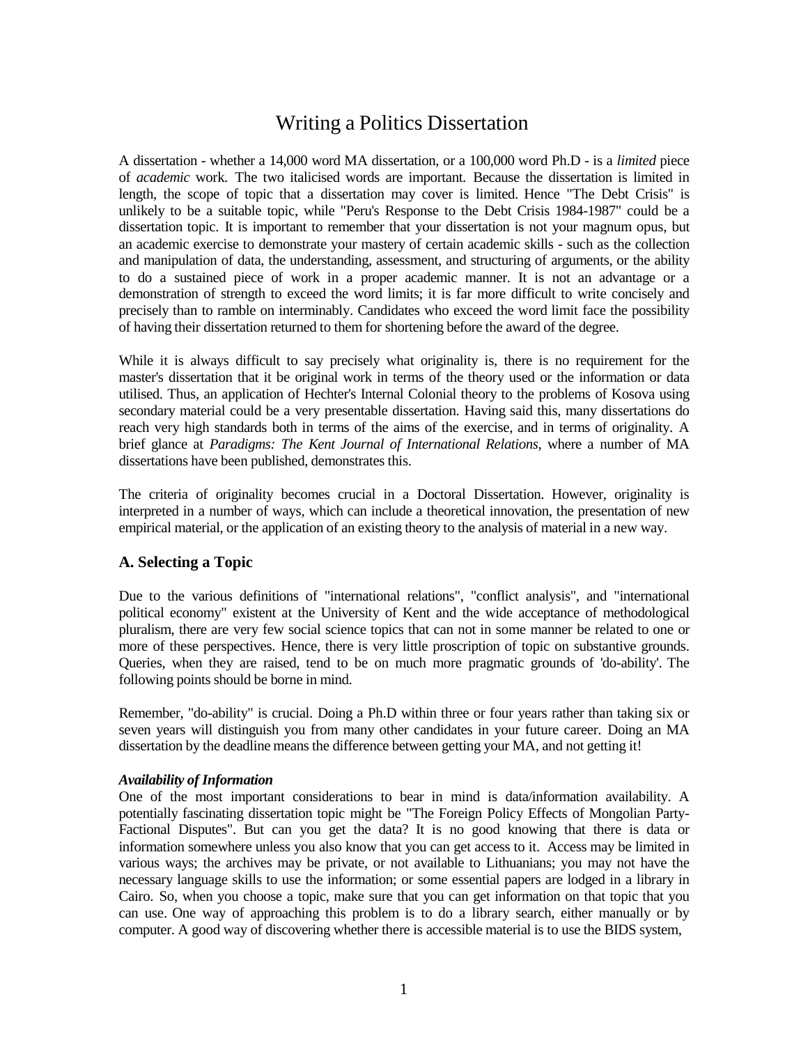# Writing a Politics Dissertation

A dissertation - whether a 14,000 word MA dissertation, or a 100,000 word Ph.D - is a *limited* piece of *academic* work. The two italicised words are important. Because the dissertation is limited in length, the scope of topic that a dissertation may cover is limited. Hence "The Debt Crisis" is unlikely to be a suitable topic, while "Peru's Response to the Debt Crisis 1984-1987" could be a dissertation topic. It is important to remember that your dissertation is not your magnum opus, but an academic exercise to demonstrate your mastery of certain academic skills - such as the collection and manipulation of data, the understanding, assessment, and structuring of arguments, or the ability to do a sustained piece of work in a proper academic manner. It is not an advantage or a demonstration of strength to exceed the word limits; it is far more difficult to write concisely and precisely than to ramble on interminably. Candidates who exceed the word limit face the possibility of having their dissertation returned to them for shortening before the award of the degree.

While it is always difficult to say precisely what originality is, there is no requirement for the master's dissertation that it be original work in terms of the theory used or the information or data utilised. Thus, an application of Hechter's Internal Colonial theory to the problems of Kosova using secondary material could be a very presentable dissertation. Having said this, many dissertations do reach very high standards both in terms of the aims of the exercise, and in terms of originality. A brief glance at *Paradigms: The Kent Journal of International Relations*, where a number of MA dissertations have been published, demonstrates this.

The criteria of originality becomes crucial in a Doctoral Dissertation. However, originality is interpreted in a number of ways, which can include a theoretical innovation, the presentation of new empirical material, or the application of an existing theory to the analysis of material in a new way.

## A. Selecting a Topic

Due to the various definitions of "international relations", "conflict analysis", and "international political economy" existent at the University of Kent and the wide acceptance of methodological pluralism, there are very few social science topics that can not in some manner be related to one or more of these perspectives. Hence, there is very little proscription of topic on substantive grounds. Queries, when they are raised, tend to be on much more pragmatic grounds of 'do-ability'. The following points should be borne in mind.

Remember, "do-ability" is crucial. Doing a Ph.D within three or four years rather than taking six or seven years will distinguish you from many other candidates in your future career. Doing an MA dissertation by the deadline means the difference between getting your MA, and not getting it!

***Availability of Information***

One of the most important considerations to bear in mind is data/information availability. A potentially fascinating dissertation topic might be "The Foreign Policy Effects of Mongolian Party-Factional Disputes". But can you get the data? It is no good knowing that there is data or information somewhere unless you also know that you can get access to it. Access may be limited in various ways; the archives may be private, or not available to Lithuanians; you may not have the necessary language skills to use the information; or some essential papers are lodged in a library in Cairo. So, when you choose a topic, make sure that you can get information on that topic that you can use. One way of approaching this problem is to do a library search, either manually or by computer. A good way of discovering whether there is accessible material is to use the BIDS system,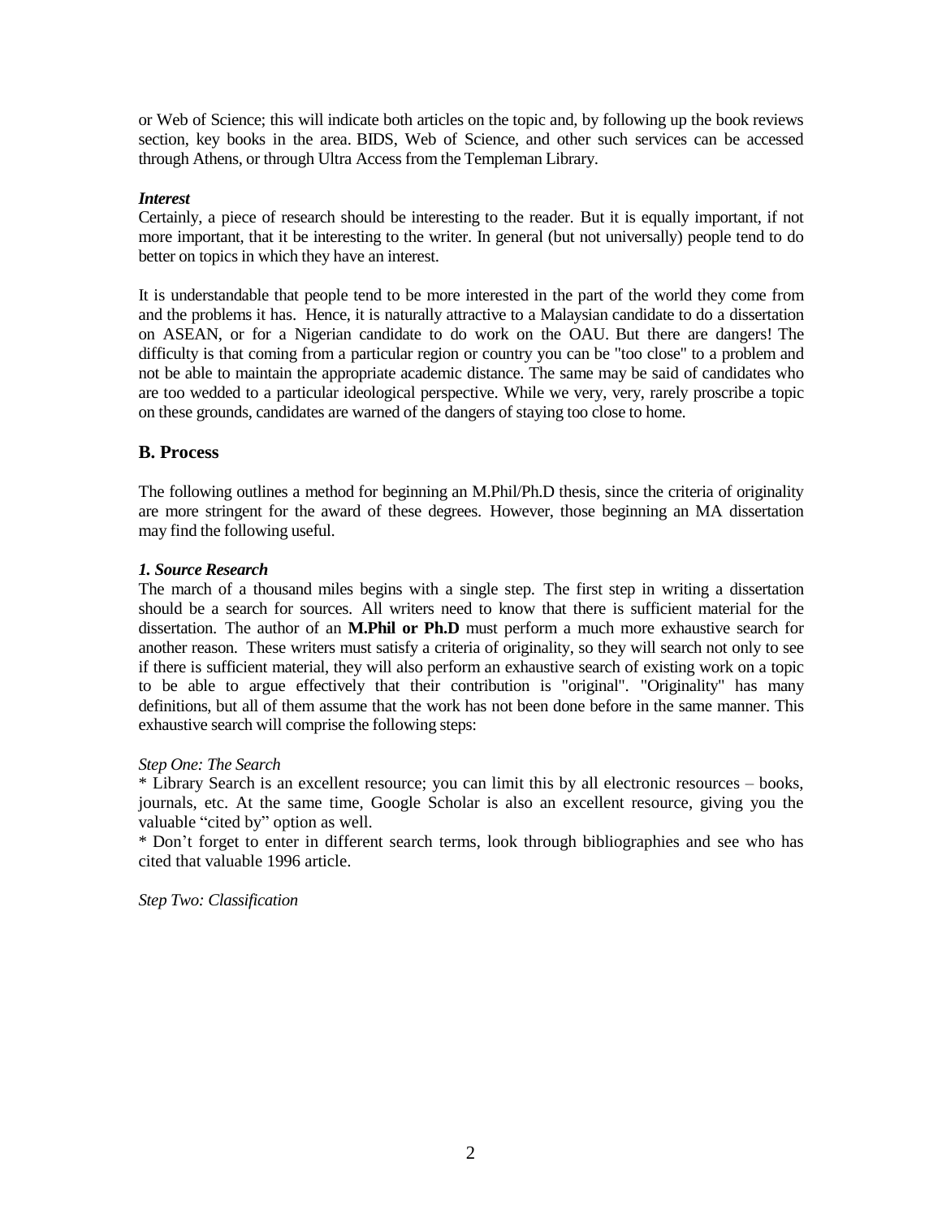or Web of Science; this will indicate both articles on the topic and, by following up the book reviews section, key books in the area. BIDS, Web of Science, and other such services can be accessed through Athens, or through Ultra Access from the Templeman Library.

***Interest***

Certainly, a piece of research should be interesting to the reader. But it is equally important, if not more important, that it be interesting to the writer. In general (but not universally) people tend to do better on topics in which they have an interest.

It is understandable that people tend to be more interested in the part of the world they come from and the problems it has. Hence, it is naturally attractive to a Malaysian candidate to do a dissertation on ASEAN, or for a Nigerian candidate to do work on the OAU. But there are dangers! The difficulty is that coming from a particular region or country you can be "too close" to a problem and not be able to maintain the appropriate academic distance. The same may be said of candidates who are too wedded to a particular ideological perspective. While we very, very, rarely proscribe a topic on these grounds, candidates are warned of the dangers of staying too close to home.

## B. Process

The following outlines a method for beginning an M.Phil/Ph.D thesis, since the criteria of originality are more stringent for the award of these degrees. However, those beginning an MA dissertation may find the following useful.

***1. Source Research***

The march of a thousand miles begins with a single step. The first step in writing a dissertation should be a search for sources. All writers need to know that there is sufficient material for the dissertation. The author of an **M.Phil or Ph.D** must perform a much more exhaustive search for another reason. These writers must satisfy a criteria of originality, so they will search not only to see if there is sufficient material, they will also perform an exhaustive search of existing work on a topic to be able to argue effectively that their contribution is "original". "Originality" has many definitions, but all of them assume that the work has not been done before in the same manner. This exhaustive search will comprise the following steps:

*Step One: The Search*

* Library Search is an excellent resource; you can limit this by all electronic resources – books, journals, etc. At the same time, Google Scholar is also an excellent resource, giving you the valuable "cited by" option as well.
* Don't forget to enter in different search terms, look through bibliographies and see who has cited that valuable 1996 article.

*Step Two: Classification*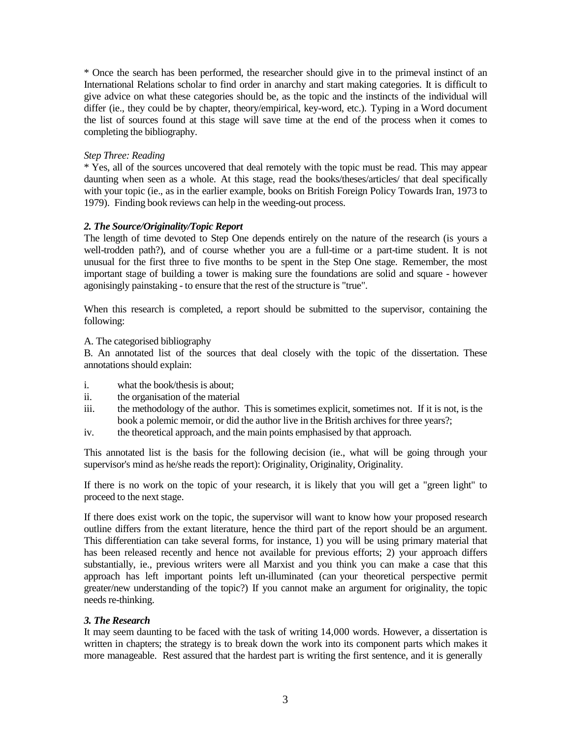* Once the search has been performed, the researcher should give in to the primeval instinct of an International Relations scholar to find order in anarchy and start making categories. It is difficult to give advice on what these categories should be, as the topic and the instincts of the individual will differ (ie., they could be by chapter, theory/empirical, key-word, etc.). Typing in a Word document the list of sources found at this stage will save time at the end of the process when it comes to completing the bibliography.

*Step Three: Reading*

* Yes, all of the sources uncovered that deal remotely with the topic must be read. This may appear daunting when seen as a whole. At this stage, read the books/theses/articles/ that deal specifically with your topic (ie., as in the earlier example, books on British Foreign Policy Towards Iran, 1973 to 1979). Finding book reviews can help in the weeding-out process.

***2. The Source/Originality/Topic Report***

The length of time devoted to Step One depends entirely on the nature of the research (is yours a well-trodden path?), and of course whether you are a full-time or a part-time student. It is not unusual for the first three to five months to be spent in the Step One stage. Remember, the most important stage of building a tower is making sure the foundations are solid and square - however agonisingly painstaking - to ensure that the rest of the structure is "true".

When this research is completed, a report should be submitted to the supervisor, containing the following:

A. The categorised bibliography

B. An annotated list of the sources that deal closely with the topic of the dissertation. These annotations should explain:

i. what the book/thesis is about;
ii. the organisation of the material
iii. the methodology of the author. This is sometimes explicit, sometimes not. If it is not, is the book a polemic memoir, or did the author live in the British archives for three years?;
iv. the theoretical approach, and the main points emphasised by that approach.

This annotated list is the basis for the following decision (ie., what will be going through your supervisor's mind as he/she reads the report): Originality, Originality, Originality.

If there is no work on the topic of your research, it is likely that you will get a "green light" to proceed to the next stage.

If there does exist work on the topic, the supervisor will want to know how your proposed research outline differs from the extant literature, hence the third part of the report should be an argument. This differentiation can take several forms, for instance, 1) you will be using primary material that has been released recently and hence not available for previous efforts; 2) your approach differs substantially, ie., previous writers were all Marxist and you think you can make a case that this approach has left important points left un-illuminated (can your theoretical perspective permit greater/new understanding of the topic?) If you cannot make an argument for originality, the topic needs re-thinking.

***3. The Research***

It may seem daunting to be faced with the task of writing 14,000 words. However, a dissertation is written in chapters; the strategy is to break down the work into its component parts which makes it more manageable. Rest assured that the hardest part is writing the first sentence, and it is generally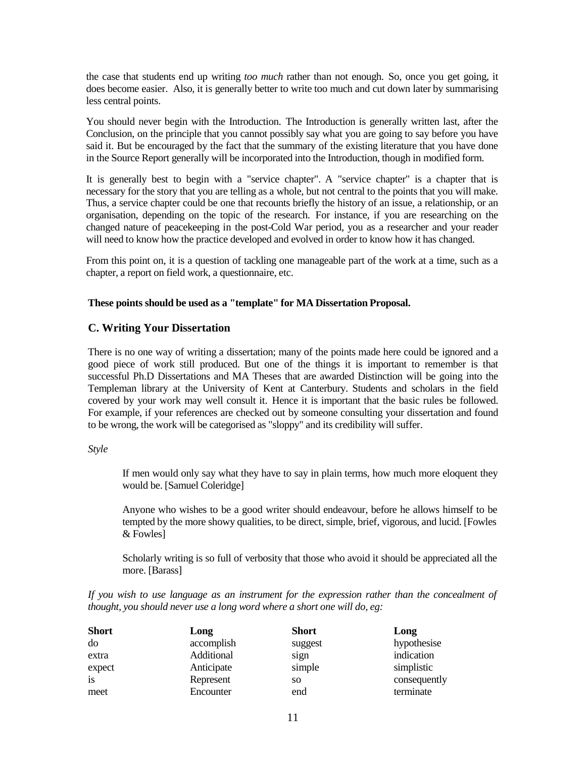the case that students end up writing *too much* rather than not enough. So, once you get going, it does become easier. Also, it is generally better to write too much and cut down later by summarising less central points.

You should never begin with the Introduction. The Introduction is generally written last, after the Conclusion, on the principle that you cannot possibly say what you are going to say before you have said it. But be encouraged by the fact that the summary of the existing literature that you have done in the Source Report generally will be incorporated into the Introduction, though in modified form.

It is generally best to begin with a "service chapter". A "service chapter" is a chapter that is necessary for the story that you are telling as a whole, but not central to the points that you will make. Thus, a service chapter could be one that recounts briefly the history of an issue, a relationship, or an organisation, depending on the topic of the research. For instance, if you are researching on the changed nature of peacekeeping in the post-Cold War period, you as a researcher and your reader will need to know how the practice developed and evolved in order to know how it has changed.

From this point on, it is a question of tackling one manageable part of the work at a time, such as a chapter, a report on field work, a questionnaire, etc.

**These points should be used as a "template" for MA Dissertation Proposal.**

## C. Writing Your Dissertation

There is no one way of writing a dissertation; many of the points made here could be ignored and a good piece of work still produced. But one of the things it is important to remember is that successful Ph.D Dissertations and MA Theses that are awarded Distinction will be going into the Templeman library at the University of Kent at Canterbury. Students and scholars in the field covered by your work may well consult it. Hence it is important that the basic rules be followed. For example, if your references are checked out by someone consulting your dissertation and found to be wrong, the work will be categorised as "sloppy" and its credibility will suffer.

*Style*

> If men would only say what they have to say in plain terms, how much more eloquent they would be. [Samuel Coleridge]
>
> Anyone who wishes to be a good writer should endeavour, before he allows himself to be tempted by the more showy qualities, to be direct, simple, brief, vigorous, and lucid. [Fowles & Fowles]
>
> Scholarly writing is so full of verbosity that those who avoid it should be appreciated all the more. [Barass]

*If you wish to use language as an instrument for the expression rather than the concealment of thought, you should never use a long word where a short one will do, eg:*

| Short | Long | Short | Long |
|---|---|---|---|
| do | accomplish | suggest | hypothesise |
| extra | Additional | sign | indication |
| expect | Anticipate | simple | simplistic |
| is | Represent | so | consequently |
| meet | Encounter | end | terminate |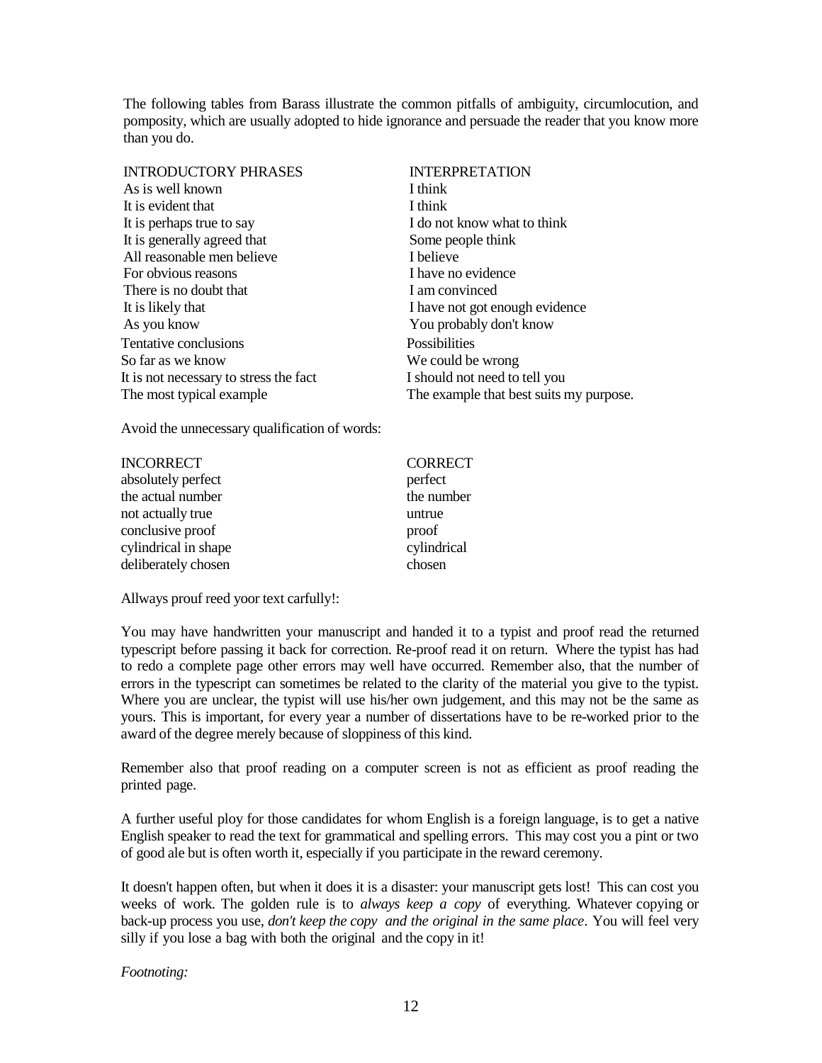The following tables from Barass illustrate the common pitfalls of ambiguity, circumlocution, and pomposity, which are usually adopted to hide ignorance and persuade the reader that you know more than you do.

| INTRODUCTORY PHRASES | INTERPRETATION |
| --- | --- |
| As is well known | I think |
| It is evident that | I think |
| It is perhaps true to say | I do not know what to think |
| It is generally agreed that | Some people think |
| All reasonable men believe | I believe |
| For obvious reasons | I have no evidence |
| There is no doubt that | I am convinced |
| It is likely that | I have not got enough evidence |
| As you know | You probably don't know |
| Tentative conclusions | Possibilities |
| So far as we know | We could be wrong |
| It is not necessary to stress the fact | I should not need to tell you |
| The most typical example | The example that best suits my purpose. |

Avoid the unnecessary qualification of words:

| INCORRECT | CORRECT |
| --- | --- |
| absolutely perfect | perfect |
| the actual number | the number |
| not actually true | untrue |
| conclusive proof | proof |
| cylindrical in shape | cylindrical |
| deliberately chosen | chosen |

Allways prouf reed yoor text carfully!:

You may have handwritten your manuscript and handed it to a typist and proof read the returned typescript before passing it back for correction. Re-proof read it on return. Where the typist has had to redo a complete page other errors may well have occurred. Remember also, that the number of errors in the typescript can sometimes be related to the clarity of the material you give to the typist. Where you are unclear, the typist will use his/her own judgement, and this may not be the same as yours. This is important, for every year a number of dissertations have to be re-worked prior to the award of the degree merely because of sloppiness of this kind.

Remember also that proof reading on a computer screen is not as efficient as proof reading the printed page.

A further useful ploy for those candidates for whom English is a foreign language, is to get a native English speaker to read the text for grammatical and spelling errors. This may cost you a pint or two of good ale but is often worth it, especially if you participate in the reward ceremony.

It doesn't happen often, but when it does it is a disaster: your manuscript gets lost! This can cost you weeks of work. The golden rule is to *always keep a copy* of everything. Whatever copying or back-up process you use, *don't keep the copy and the original in the same place*. You will feel very silly if you lose a bag with both the original and the copy in it!

*Footnoting:*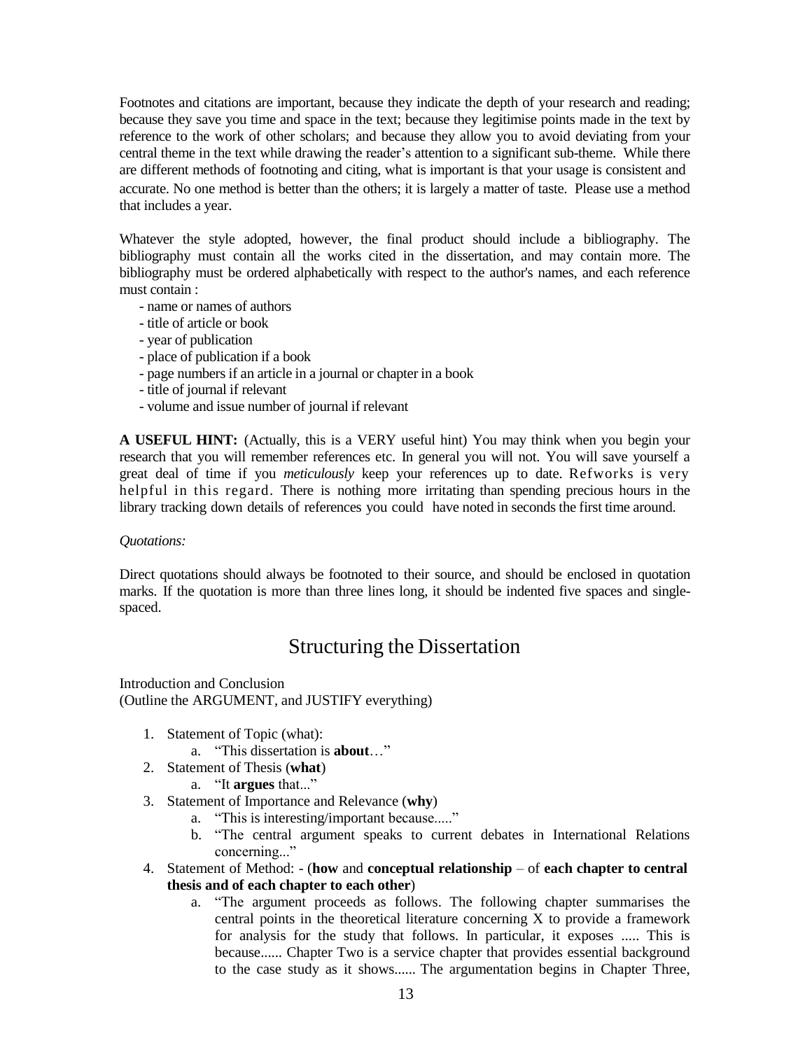Footnotes and citations are important, because they indicate the depth of your research and reading; because they save you time and space in the text; because they legitimise points made in the text by reference to the work of other scholars; and because they allow you to avoid deviating from your central theme in the text while drawing the reader's attention to a significant sub-theme. While there are different methods of footnoting and citing, what is important is that your usage is consistent and accurate. No one method is better than the others; it is largely a matter of taste. Please use a method that includes a year.

Whatever the style adopted, however, the final product should include a bibliography. The bibliography must contain all the works cited in the dissertation, and may contain more. The bibliography must be ordered alphabetically with respect to the author's names, and each reference must contain :

- name or names of authors
- title of article or book
- year of publication
- place of publication if a book
- page numbers if an article in a journal or chapter in a book
- title of journal if relevant
- volume and issue number of journal if relevant

**A USEFUL HINT:** (Actually, this is a VERY useful hint) You may think when you begin your research that you will remember references etc. In general you will not. You will save yourself a great deal of time if you *meticulously* keep your references up to date. Refworks is very helpful in this regard. There is nothing more irritating than spending precious hours in the library tracking down details of references you could have noted in seconds the first time around.

*Quotations:*

Direct quotations should always be footnoted to their source, and should be enclosed in quotation marks. If the quotation is more than three lines long, it should be indented five spaces and single-spaced.

## Structuring the Dissertation

Introduction and Conclusion
(Outline the ARGUMENT, and JUSTIFY everything)

1. Statement of Topic (what):
   a. "This dissertation is **about**…"
2. Statement of Thesis (**what**)
   a. "It **argues** that..."
3. Statement of Importance and Relevance (**why**)
   a. "This is interesting/important because....."
   b. "The central argument speaks to current debates in International Relations concerning..."
4. Statement of Method: - (**how** and **conceptual relationship** – of **each chapter to central thesis and of each chapter to each other**)
   a. "The argument proceeds as follows. The following chapter summarises the central points in the theoretical literature concerning X to provide a framework for analysis for the study that follows. In particular, it exposes ..... This is because...... Chapter Two is a service chapter that provides essential background to the case study as it shows...... The argumentation begins in Chapter Three,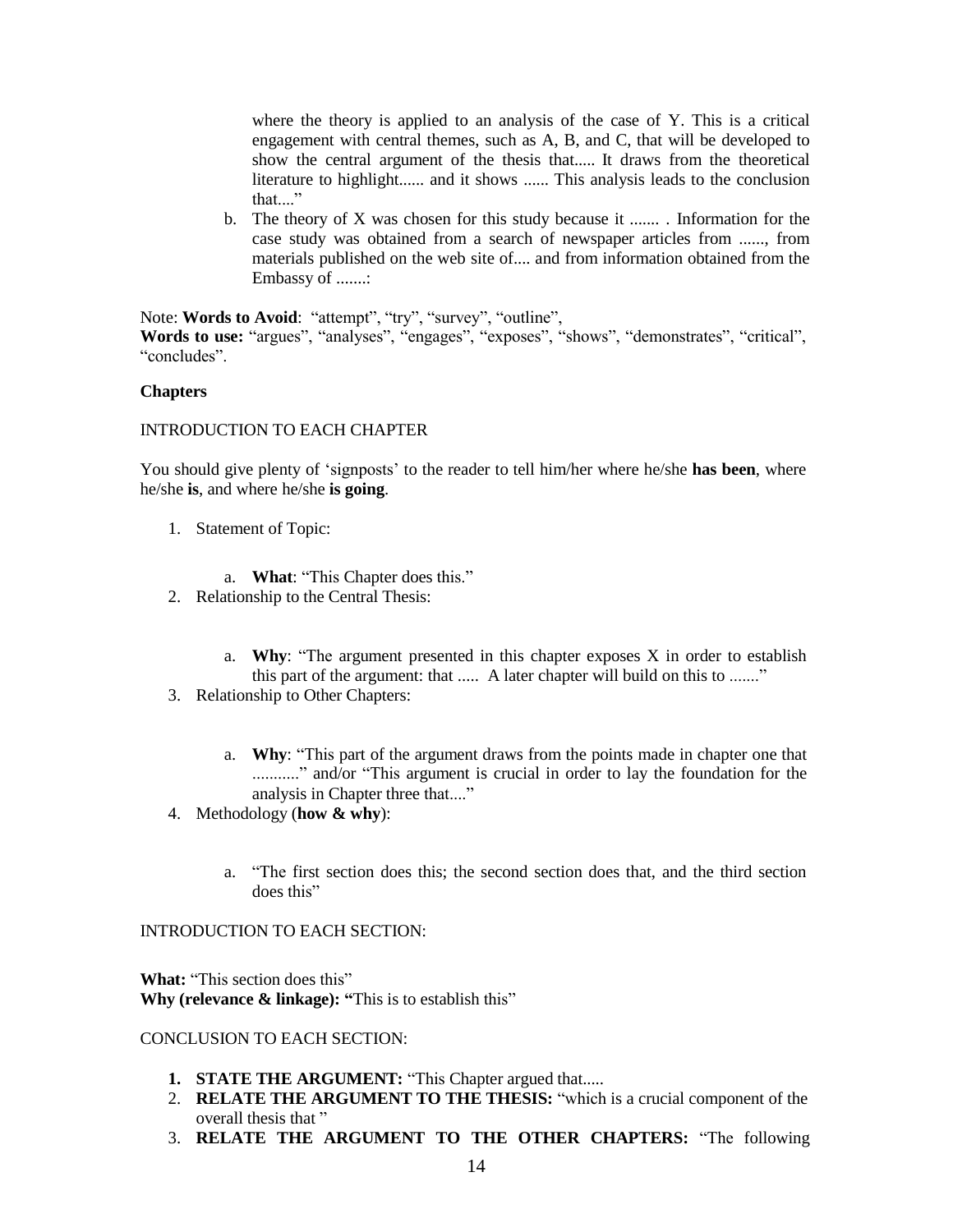where the theory is applied to an analysis of the case of Y. This is a critical engagement with central themes, such as A, B, and C, that will be developed to show the central argument of the thesis that..... It draws from the theoretical literature to highlight...... and it shows ...... This analysis leads to the conclusion that...."

   b. The theory of X was chosen for this study because it ....... . Information for the case study was obtained from a search of newspaper articles from ......, from materials published on the web site of.... and from information obtained from the Embassy of .......:

Note: **Words to Avoid**: "attempt", "try", "survey", "outline",
**Words to use:** "argues", "analyses", "engages", "exposes", "shows", "demonstrates", "critical", "concludes".

**Chapters**

INTRODUCTION TO EACH CHAPTER

You should give plenty of 'signposts' to the reader to tell him/her where he/she **has been**, where he/she **is**, and where he/she **is going**.

1. Statement of Topic:
   a. **What**: "This Chapter does this."
2. Relationship to the Central Thesis:
   a. **Why**: "The argument presented in this chapter exposes X in order to establish this part of the argument: that ..... A later chapter will build on this to ......."
3. Relationship to Other Chapters:
   a. **Why**: "This part of the argument draws from the points made in chapter one that ..........." and/or "This argument is crucial in order to lay the foundation for the analysis in Chapter three that...."
4. Methodology (**how & why**):
   a. "The first section does this; the second section does that, and the third section does this"

INTRODUCTION TO EACH SECTION:

**What:** "This section does this"
**Why (relevance & linkage): "**This is to establish this"

CONCLUSION TO EACH SECTION:

1. **STATE THE ARGUMENT:** "This Chapter argued that.....
2. **RELATE THE ARGUMENT TO THE THESIS:** "which is a crucial component of the overall thesis that "
3. **RELATE THE ARGUMENT TO THE OTHER CHAPTERS:** "The following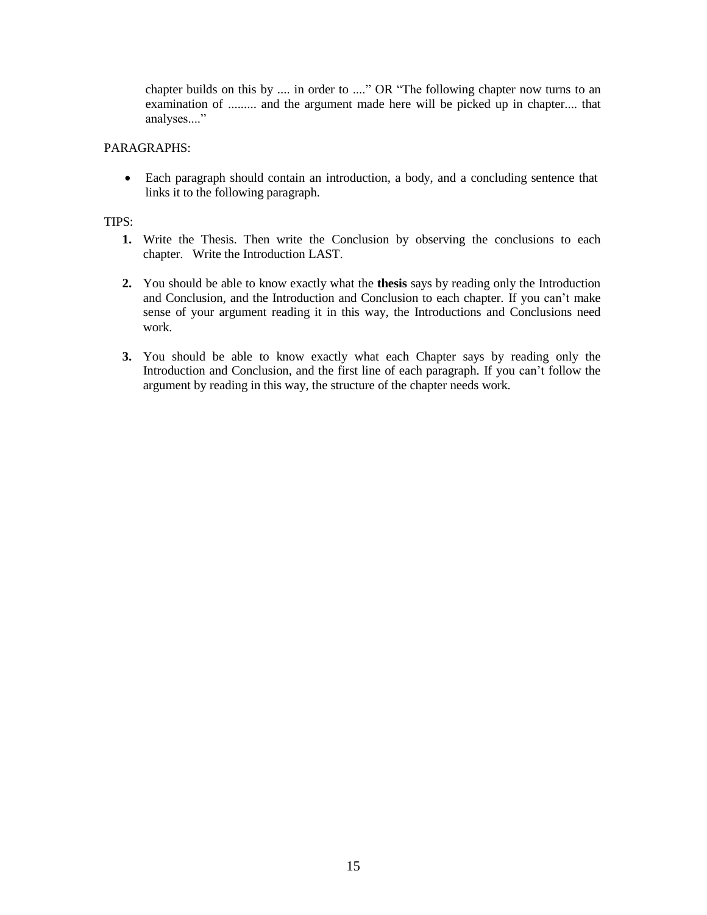chapter builds on this by .... in order to ....” OR “The following chapter now turns to an examination of ......... and the argument made here will be picked up in chapter.... that analyses....”

PARAGRAPHS:

- Each paragraph should contain an introduction, a body, and a concluding sentence that links it to the following paragraph.

TIPS:

1. Write the Thesis. Then write the Conclusion by observing the conclusions to each chapter. Write the Introduction LAST.

2. You should be able to know exactly what the **thesis** says by reading only the Introduction and Conclusion, and the Introduction and Conclusion to each chapter. If you can’t make sense of your argument reading it in this way, the Introductions and Conclusions need work.

3. You should be able to know exactly what each Chapter says by reading only the Introduction and Conclusion, and the first line of each paragraph. If you can’t follow the argument by reading in this way, the structure of the chapter needs work.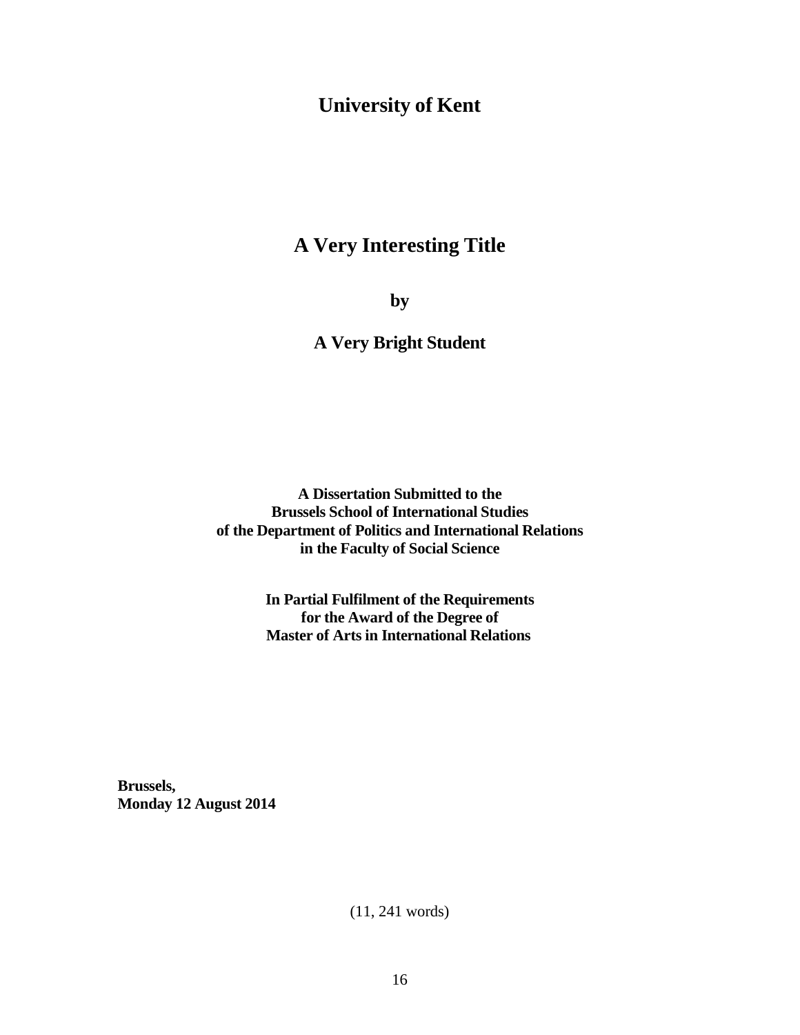**University of Kent**

# A Very Interesting Title

**by**

**A Very Bright Student**

**A Dissertation Submitted to the**
**Brussels School of International Studies**
**of the Department of Politics and International Relations**
**in the Faculty of Social Science**

**In Partial Fulfilment of the Requirements**
**for the Award of the Degree of**
**Master of Arts in International Relations**

**Brussels,**
**Monday 12 August 2014**

(11, 241 words)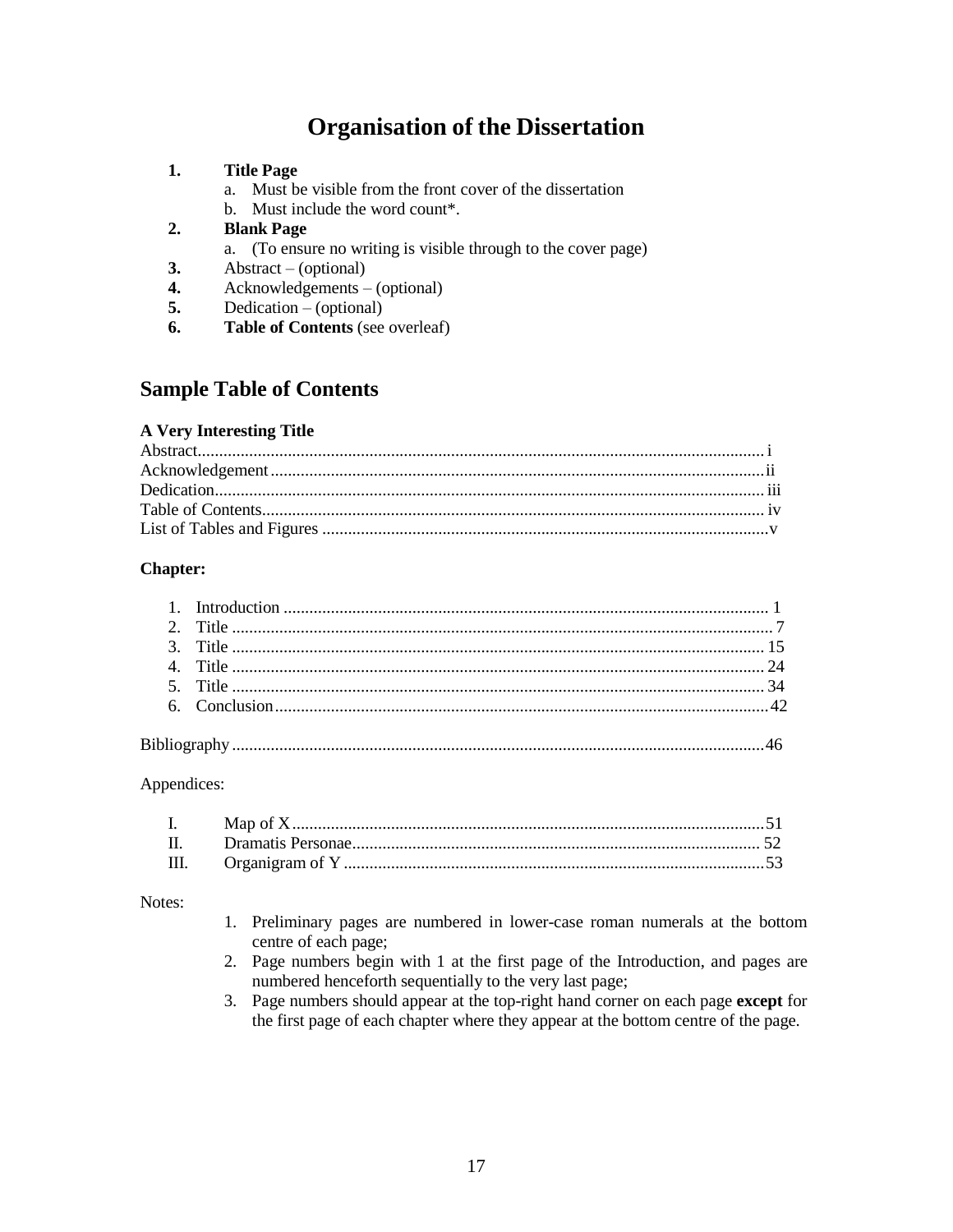# Organisation of the Dissertation

1. **Title Page**
   a. Must be visible from the front cover of the dissertation
   b. Must include the word count*.
2. **Blank Page**
   a. (To ensure no writing is visible through to the cover page)
3. Abstract – (optional)
4. Acknowledgements – (optional)
5. Dedication – (optional)
6. **Table of Contents** (see overleaf)

## Sample Table of Contents

**A Very Interesting Title**

Abstract.................................................................................................................... i
Acknowledgement ..................................................................................................ii
Dedication............................................................................................................... iii
Table of Contents.................................................................................................... iv
List of Tables and Figures .......................................................................................v

**Chapter:**

1. Introduction ............................................................................................... 1
2. Title ............................................................................................................. 7
3. Title ........................................................................................................... 15
4. Title ........................................................................................................... 24
5. Title ........................................................................................................... 34
6. Conclusion ................................................................................................. 42

Bibliography ...........................................................................................................46

Appendices:

I. Map of X.............................................................................................51
II. Dramatis Personae................................................................................ 52
III. Organigram of Y ..................................................................................53

Notes:

1. Preliminary pages are numbered in lower-case roman numerals at the bottom centre of each page;
2. Page numbers begin with 1 at the first page of the Introduction, and pages are numbered henceforth sequentially to the very last page;
3. Page numbers should appear at the top-right hand corner on each page **except** for the first page of each chapter where they appear at the bottom centre of the page.